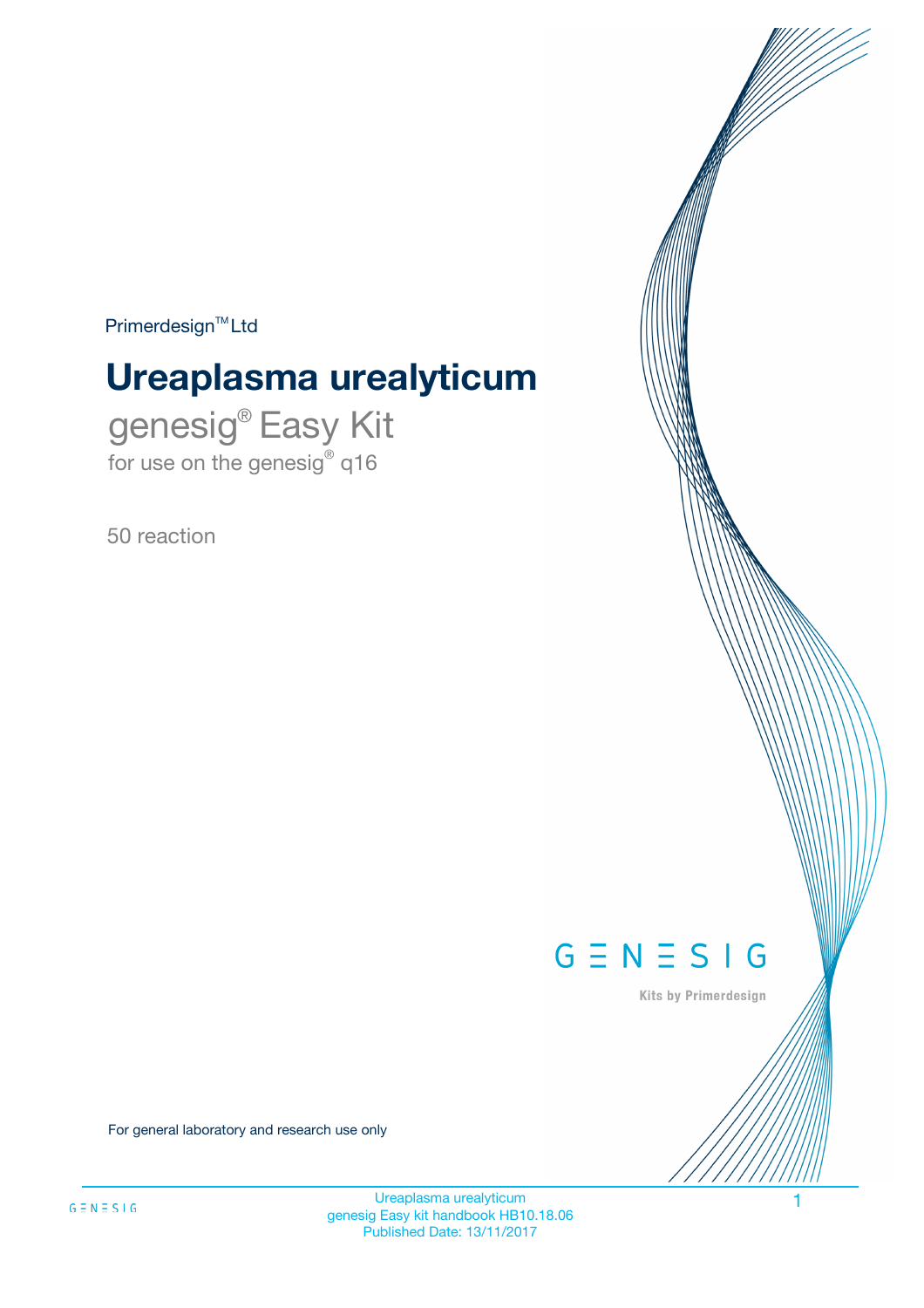Primerdesign™ Ltd

# Ureaplasma urealyticum

## genesig® Easy Kit

for use on the genesig® q16

50 reaction

GENESIG

Kits by Primerdesign

For general laboratory and research use only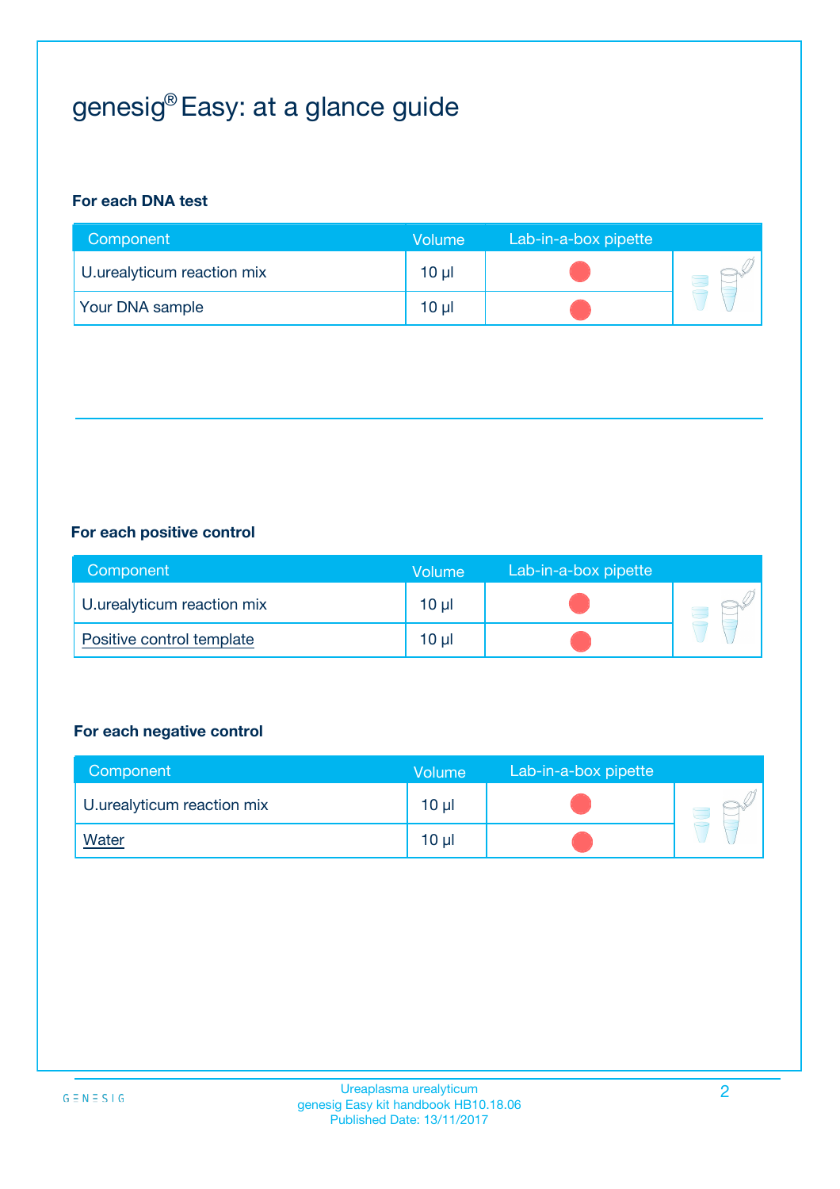# genesig® Easy: at a glance guide

### For each DNA test

| Component | Volume | Lab-in-a-box pipette |
|---|---|---|
| U.urealyticum reaction mix | 10 µl | 🔴 |
| Your DNA sample | 10 µl | 🔴 |

### For each positive control

| Component | Volume | Lab-in-a-box pipette |
|---|---|---|
| U.urealyticum reaction mix | 10 µl | 🔴 |
| Positive control template | 10 µl | 🔴 |

### For each negative control

| Component | Volume | Lab-in-a-box pipette |
|---|---|---|
| U.urealyticum reaction mix | 10 µl | 🔴 |
| Water | 10 µl | 🔴 |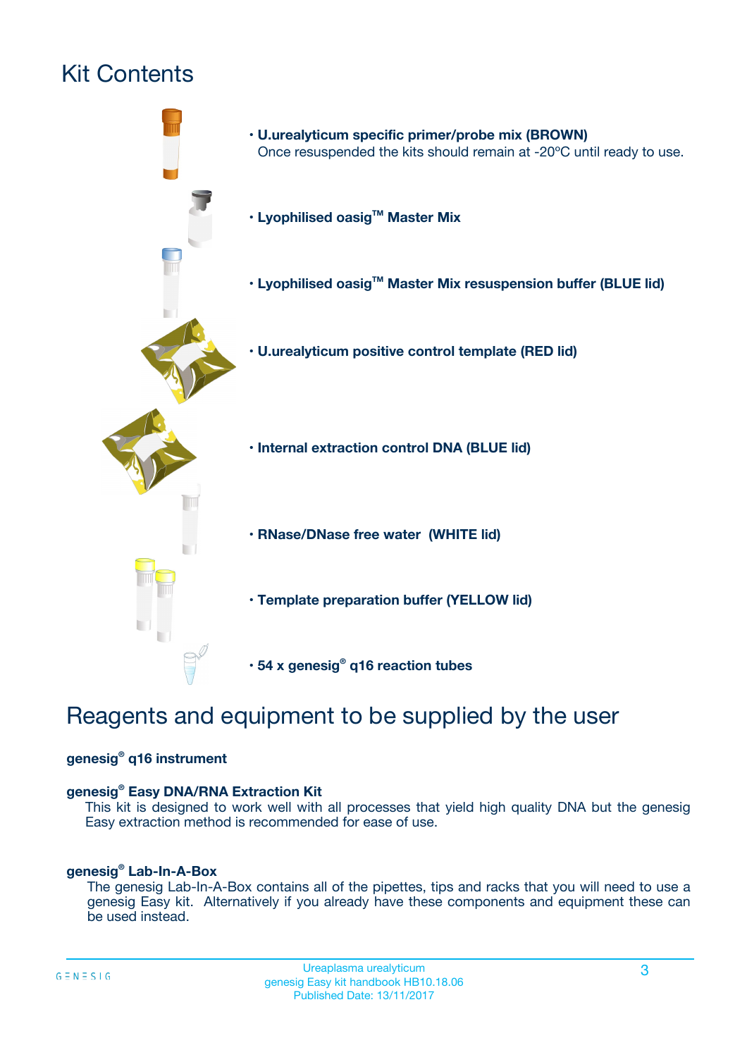# Kit Contents

- **U.urealyticum specific primer/probe mix (BROWN)**
  Once resuspended the kits should remain at -20ºC until ready to use.
- **Lyophilised oasig™ Master Mix**
- **Lyophilised oasig™ Master Mix resuspension buffer (BLUE lid)**
- **U.urealyticum positive control template (RED lid)**
- **Internal extraction control DNA (BLUE lid)**
- **RNase/DNase free water (WHITE lid)**
- **Template preparation buffer (YELLOW lid)**
- **54 x genesig® q16 reaction tubes**

# Reagents and equipment to be supplied by the user

**genesig® q16 instrument**

**genesig® Easy DNA/RNA Extraction Kit**

This kit is designed to work well with all processes that yield high quality DNA but the genesig Easy extraction method is recommended for ease of use.

**genesig® Lab-In-A-Box**

The genesig Lab-In-A-Box contains all of the pipettes, tips and racks that you will need to use a genesig Easy kit. Alternatively if you already have these components and equipment these can be used instead.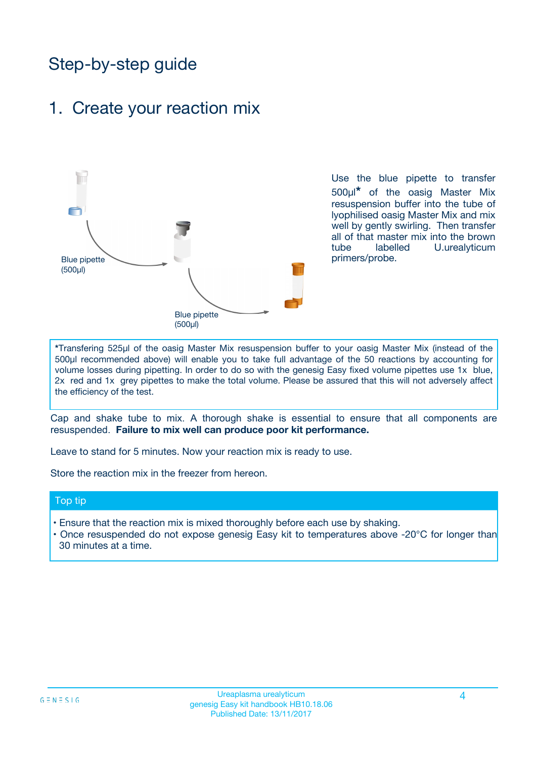# Step-by-step guide

## 1. Create your reaction mix

Blue pipette (500µl)

Blue pipette (500µl)

Use the blue pipette to transfer 500µl* of the oasig Master Mix resuspension buffer into the tube of lyophilised oasig Master Mix and mix well by gently swirling. Then transfer all of that master mix into the brown tube labelled U.urealyticum primers/probe.

*Transfering 525µl of the oasig Master Mix resuspension buffer to your oasig Master Mix (instead of the 500µl recommended above) will enable you to take full advantage of the 50 reactions by accounting for volume losses during pipetting. In order to do so with the genesig Easy fixed volume pipettes use 1x blue, 2x red and 1x grey pipettes to make the total volume. Please be assured that this will not adversely affect the efficiency of the test.

Cap and shake tube to mix. A thorough shake is essential to ensure that all components are resuspended. **Failure to mix well can produce poor kit performance.**

Leave to stand for 5 minutes. Now your reaction mix is ready to use.

Store the reaction mix in the freezer from hereon.

**Top tip**

- Ensure that the reaction mix is mixed thoroughly before each use by shaking.
- Once resuspended do not expose genesig Easy kit to temperatures above -20°C for longer than 30 minutes at a time.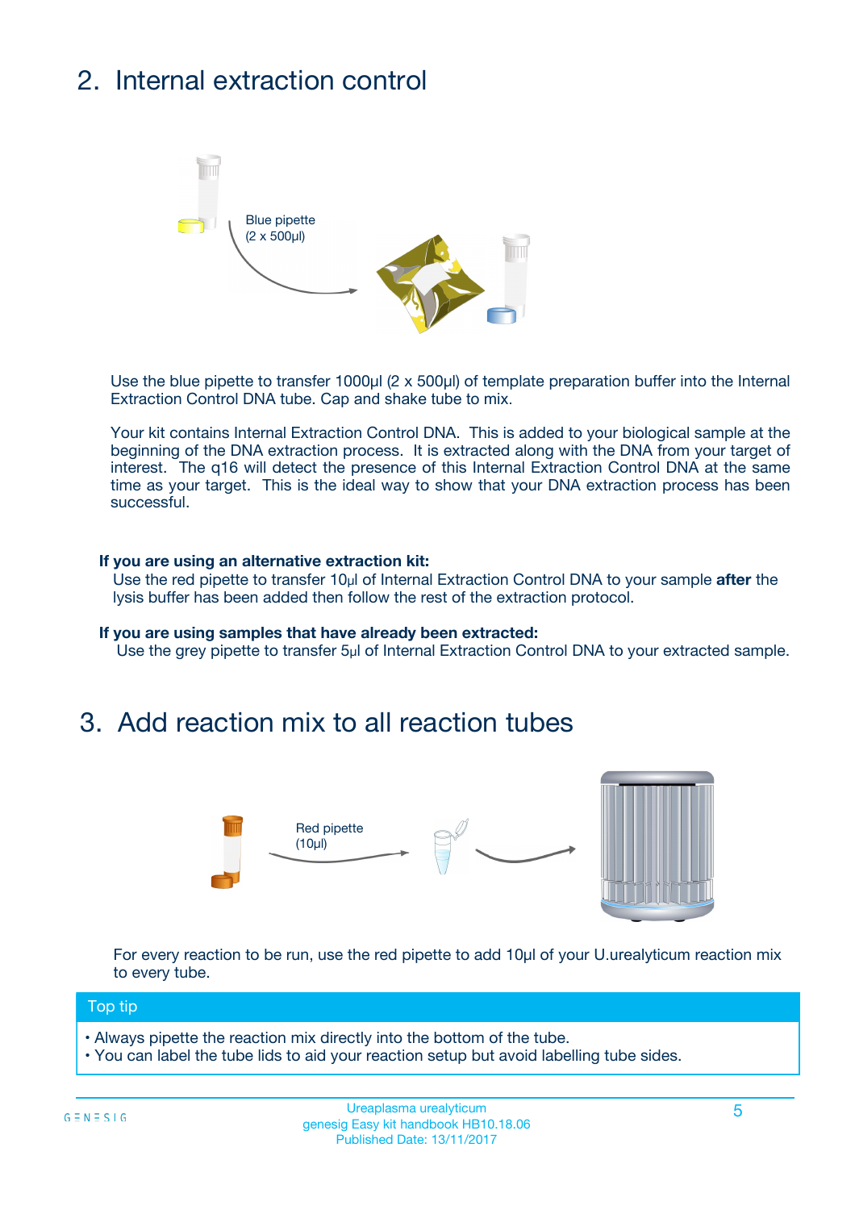## 2. Internal extraction control

Blue pipette
(2 x 500µl)

Use the blue pipette to transfer 1000µl (2 x 500µl) of template preparation buffer into the Internal Extraction Control DNA tube. Cap and shake tube to mix.

Your kit contains Internal Extraction Control DNA. This is added to your biological sample at the beginning of the DNA extraction process. It is extracted along with the DNA from your target of interest. The q16 will detect the presence of this Internal Extraction Control DNA at the same time as your target. This is the ideal way to show that your DNA extraction process has been successful.

**If you are using an alternative extraction kit:**
Use the red pipette to transfer 10µl of Internal Extraction Control DNA to your sample **after** the lysis buffer has been added then follow the rest of the extraction protocol.

**If you are using samples that have already been extracted:**
Use the grey pipette to transfer 5µl of Internal Extraction Control DNA to your extracted sample.

## 3. Add reaction mix to all reaction tubes

Red pipette
(10µl)

For every reaction to be run, use the red pipette to add 10µl of your U.urealyticum reaction mix to every tube.

**Top tip**

- Always pipette the reaction mix directly into the bottom of the tube.
- You can label the tube lids to aid your reaction setup but avoid labelling tube sides.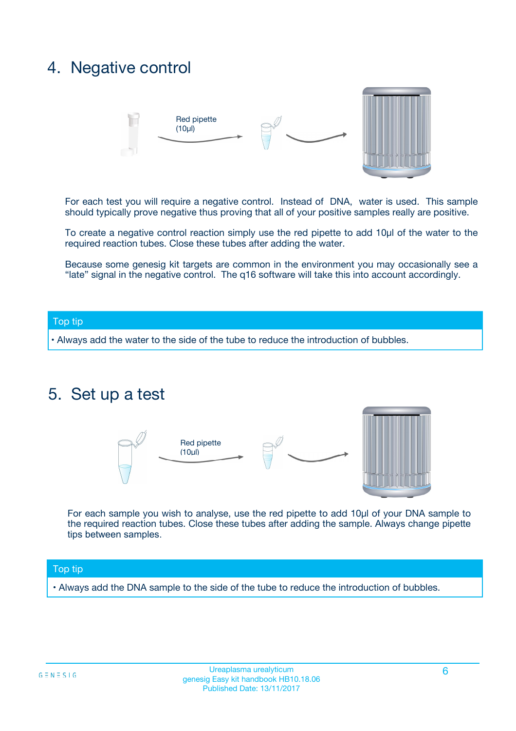## 4. Negative control

Red pipette (10µl)

For each test you will require a negative control. Instead of DNA, water is used. This sample should typically prove negative thus proving that all of your positive samples really are positive.

To create a negative control reaction simply use the red pipette to add 10µl of the water to the required reaction tubes. Close these tubes after adding the water.

Because some genesig kit targets are common in the environment you may occasionally see a "late" signal in the negative control. The q16 software will take this into account accordingly.

**Top tip**

- Always add the water to the side of the tube to reduce the introduction of bubbles.

## 5. Set up a test

Red pipette (10µl)

For each sample you wish to analyse, use the red pipette to add 10µl of your DNA sample to the required reaction tubes. Close these tubes after adding the sample. Always change pipette tips between samples.

**Top tip**

- Always add the DNA sample to the side of the tube to reduce the introduction of bubbles.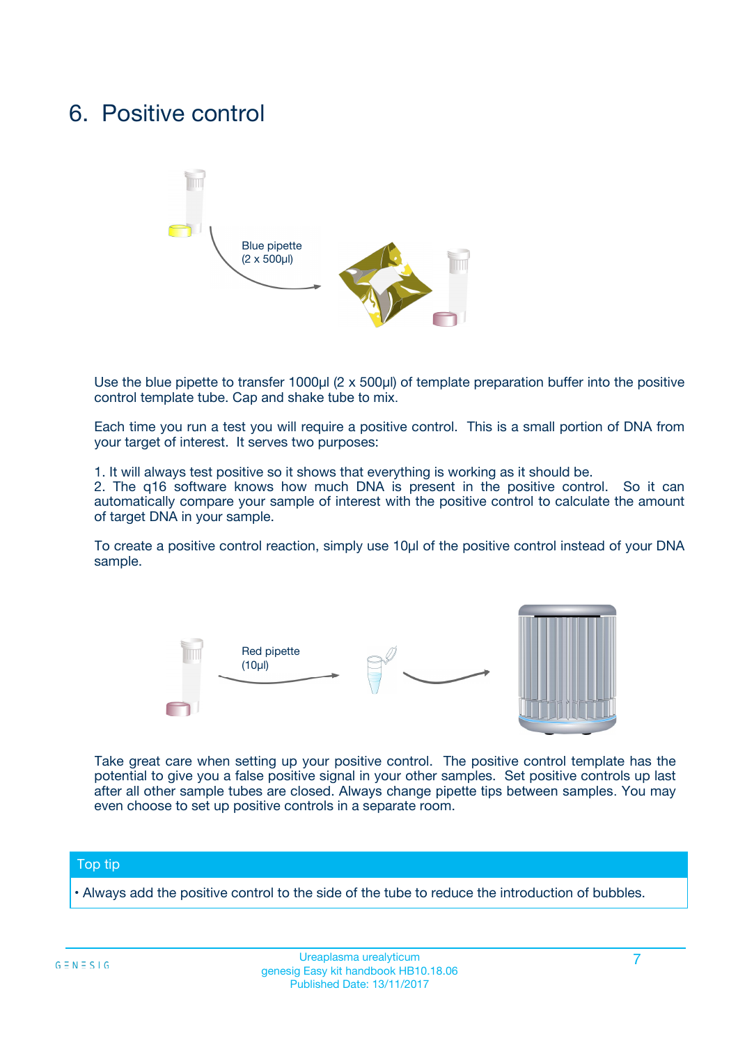# 6. Positive control

Blue pipette
(2 x 500µl)

Use the blue pipette to transfer 1000µl (2 x 500µl) of template preparation buffer into the positive control template tube. Cap and shake tube to mix.

Each time you run a test you will require a positive control. This is a small portion of DNA from your target of interest. It serves two purposes:

1. It will always test positive so it shows that everything is working as it should be.
2. The q16 software knows how much DNA is present in the positive control. So it can automatically compare your sample of interest with the positive control to calculate the amount of target DNA in your sample.

To create a positive control reaction, simply use 10µl of the positive control instead of your DNA sample.

Red pipette
(10µl)

Take great care when setting up your positive control. The positive control template has the potential to give you a false positive signal in your other samples. Set positive controls up last after all other sample tubes are closed. Always change pipette tips between samples. You may even choose to set up positive controls in a separate room.

## Top tip

- Always add the positive control to the side of the tube to reduce the introduction of bubbles.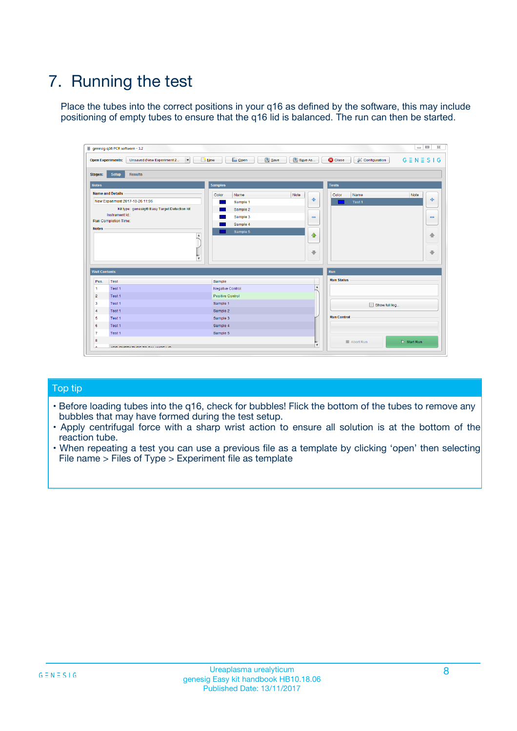# 7. Running the test

Place the tubes into the correct positions in your q16 as defined by the software, this may include positioning of empty tubes to ensure that the q16 lid is balanced. The run can then be started.

## Top tip

- Before loading tubes into the q16, check for bubbles! Flick the bottom of the tubes to remove any bubbles that may have formed during the test setup.
- Apply centrifugal force with a sharp wrist action to ensure all solution is at the bottom of the reaction tube.
- When repeating a test you can use a previous file as a template by clicking 'open' then selecting File name > Files of Type > Experiment file as template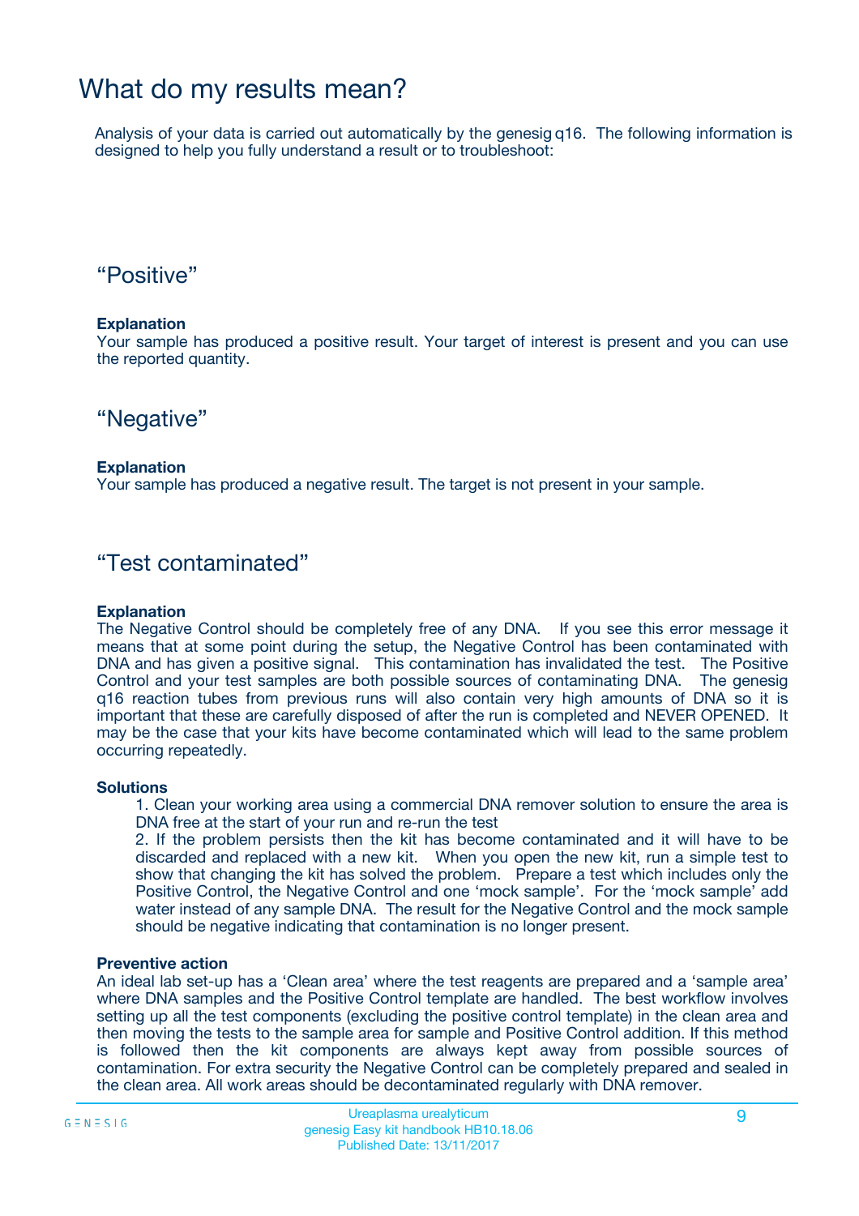# What do my results mean?

Analysis of your data is carried out automatically by the genesig q16. The following information is designed to help you fully understand a result or to troubleshoot:

## "Positive"

**Explanation**
Your sample has produced a positive result. Your target of interest is present and you can use the reported quantity.

## "Negative"

**Explanation**
Your sample has produced a negative result. The target is not present in your sample.

## "Test contaminated"

**Explanation**
The Negative Control should be completely free of any DNA. If you see this error message it means that at some point during the setup, the Negative Control has been contaminated with DNA and has given a positive signal. This contamination has invalidated the test. The Positive Control and your test samples are both possible sources of contaminating DNA. The genesig q16 reaction tubes from previous runs will also contain very high amounts of DNA so it is important that these are carefully disposed of after the run is completed and NEVER OPENED. It may be the case that your kits have become contaminated which will lead to the same problem occurring repeatedly.

**Solutions**

1. Clean your working area using a commercial DNA remover solution to ensure the area is DNA free at the start of your run and re-run the test
2. If the problem persists then the kit has become contaminated and it will have to be discarded and replaced with a new kit. When you open the new kit, run a simple test to show that changing the kit has solved the problem. Prepare a test which includes only the Positive Control, the Negative Control and one 'mock sample'. For the 'mock sample' add water instead of any sample DNA. The result for the Negative Control and the mock sample should be negative indicating that contamination is no longer present.

**Preventive action**
An ideal lab set-up has a 'Clean area' where the test reagents are prepared and a 'sample area' where DNA samples and the Positive Control template are handled. The best workflow involves setting up all the test components (excluding the positive control template) in the clean area and then moving the tests to the sample area for sample and Positive Control addition. If this method is followed then the kit components are always kept away from possible sources of contamination. For extra security the Negative Control can be completely prepared and sealed in the clean area. All work areas should be decontaminated regularly with DNA remover.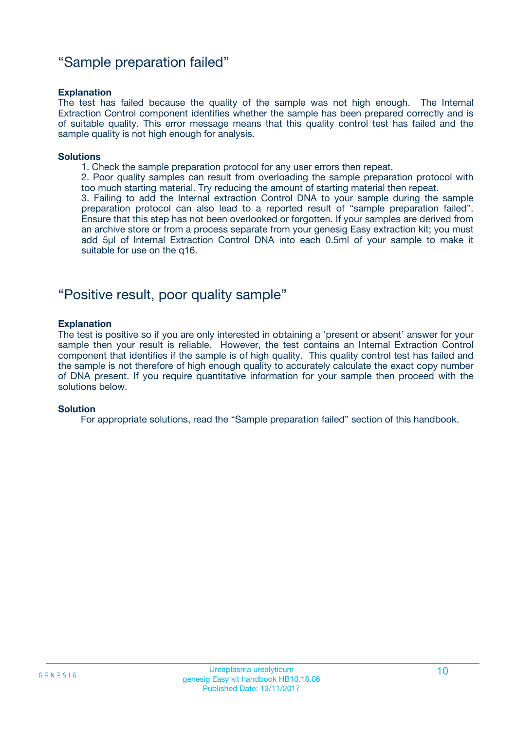## "Sample preparation failed"

**Explanation**

The test has failed because the quality of the sample was not high enough. The Internal Extraction Control component identifies whether the sample has been prepared correctly and is of suitable quality. This error message means that this quality control test has failed and the sample quality is not high enough for analysis.

**Solutions**

1. Check the sample preparation protocol for any user errors then repeat.
2. Poor quality samples can result from overloading the sample preparation protocol with too much starting material. Try reducing the amount of starting material then repeat.
3. Failing to add the Internal extraction Control DNA to your sample during the sample preparation protocol can also lead to a reported result of "sample preparation failed". Ensure that this step has not been overlooked or forgotten. If your samples are derived from an archive store or from a process separate from your genesig Easy extraction kit; you must add 5µl of Internal Extraction Control DNA into each 0.5ml of your sample to make it suitable for use on the q16.

## "Positive result, poor quality sample"

**Explanation**

The test is positive so if you are only interested in obtaining a 'present or absent' answer for your sample then your result is reliable. However, the test contains an Internal Extraction Control component that identifies if the sample is of high quality. This quality control test has failed and the sample is not therefore of high enough quality to accurately calculate the exact copy number of DNA present. If you require quantitative information for your sample then proceed with the solutions below.

**Solution**

For appropriate solutions, read the "Sample preparation failed" section of this handbook.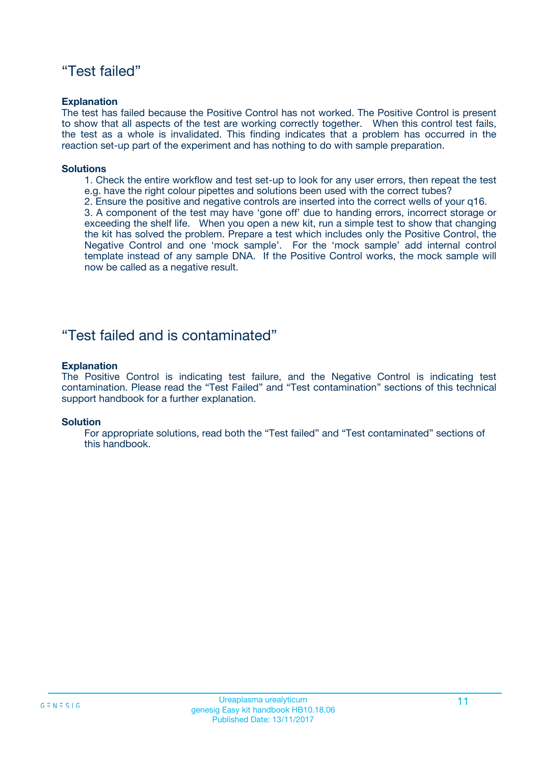## "Test failed"

**Explanation**

The test has failed because the Positive Control has not worked. The Positive Control is present to show that all aspects of the test are working correctly together. When this control test fails, the test as a whole is invalidated. This finding indicates that a problem has occurred in the reaction set-up part of the experiment and has nothing to do with sample preparation.

**Solutions**

1. Check the entire workflow and test set-up to look for any user errors, then repeat the test e.g. have the right colour pipettes and solutions been used with the correct tubes?
2. Ensure the positive and negative controls are inserted into the correct wells of your q16.
3. A component of the test may have 'gone off' due to handing errors, incorrect storage or exceeding the shelf life. When you open a new kit, run a simple test to show that changing the kit has solved the problem. Prepare a test which includes only the Positive Control, the Negative Control and one 'mock sample'. For the 'mock sample' add internal control template instead of any sample DNA. If the Positive Control works, the mock sample will now be called as a negative result.

## "Test failed and is contaminated"

**Explanation**

The Positive Control is indicating test failure, and the Negative Control is indicating test contamination. Please read the "Test Failed" and "Test contamination" sections of this technical support handbook for a further explanation.

**Solution**

For appropriate solutions, read both the "Test failed" and "Test contaminated" sections of this handbook.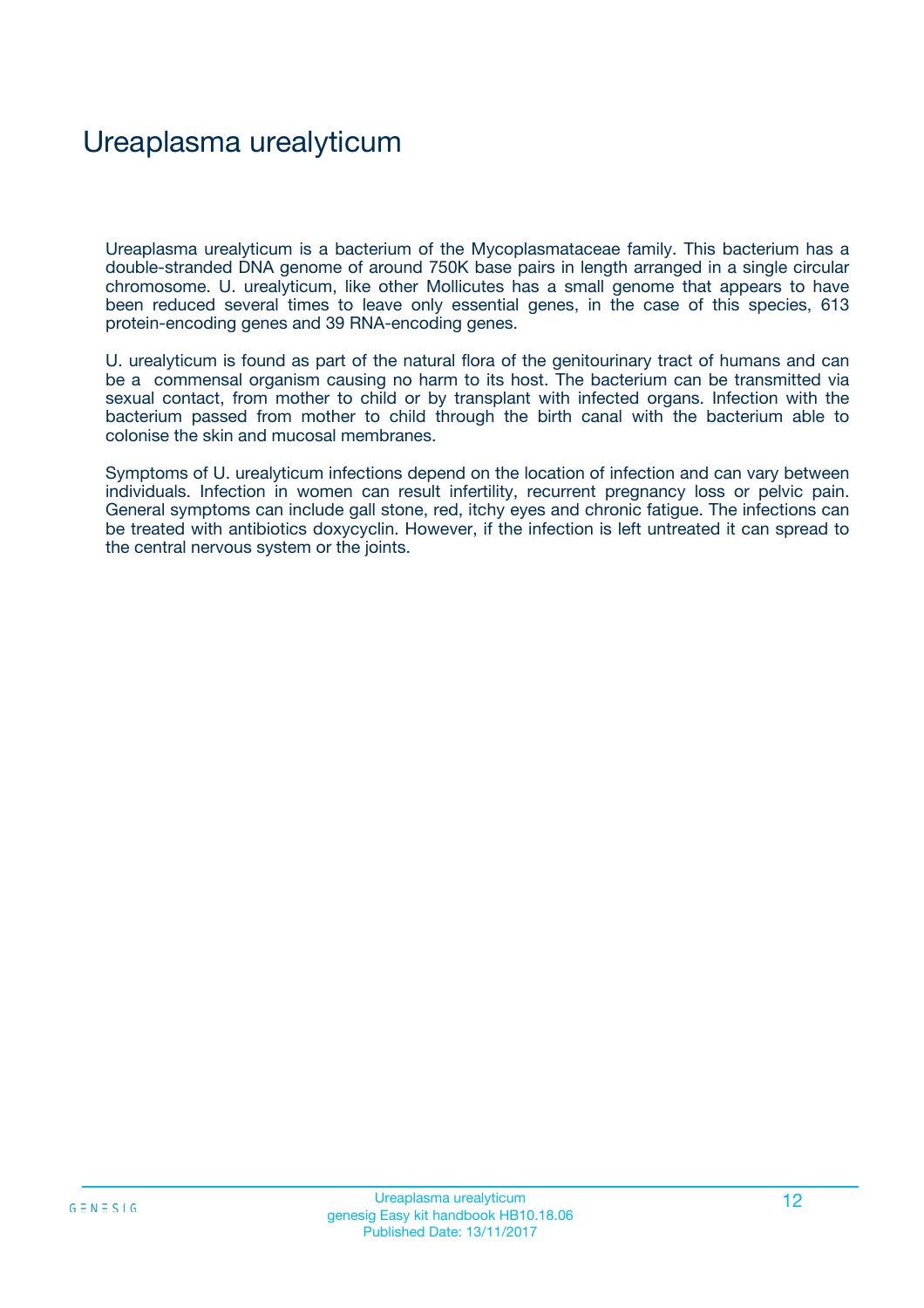# Ureaplasma urealyticum

Ureaplasma urealyticum is a bacterium of the Mycoplasmataceae family. This bacterium has a double-stranded DNA genome of around 750K base pairs in length arranged in a single circular chromosome. U. urealyticum, like other Mollicutes has a small genome that appears to have been reduced several times to leave only essential genes, in the case of this species, 613 protein-encoding genes and 39 RNA-encoding genes.

U. urealyticum is found as part of the natural flora of the genitourinary tract of humans and can be a commensal organism causing no harm to its host. The bacterium can be transmitted via sexual contact, from mother to child or by transplant with infected organs. Infection with the bacterium passed from mother to child through the birth canal with the bacterium able to colonise the skin and mucosal membranes.

Symptoms of U. urealyticum infections depend on the location of infection and can vary between individuals. Infection in women can result infertility, recurrent pregnancy loss or pelvic pain. General symptoms can include gall stone, red, itchy eyes and chronic fatigue. The infections can be treated with antibiotics doxycyclin. However, if the infection is left untreated it can spread to the central nervous system or the joints.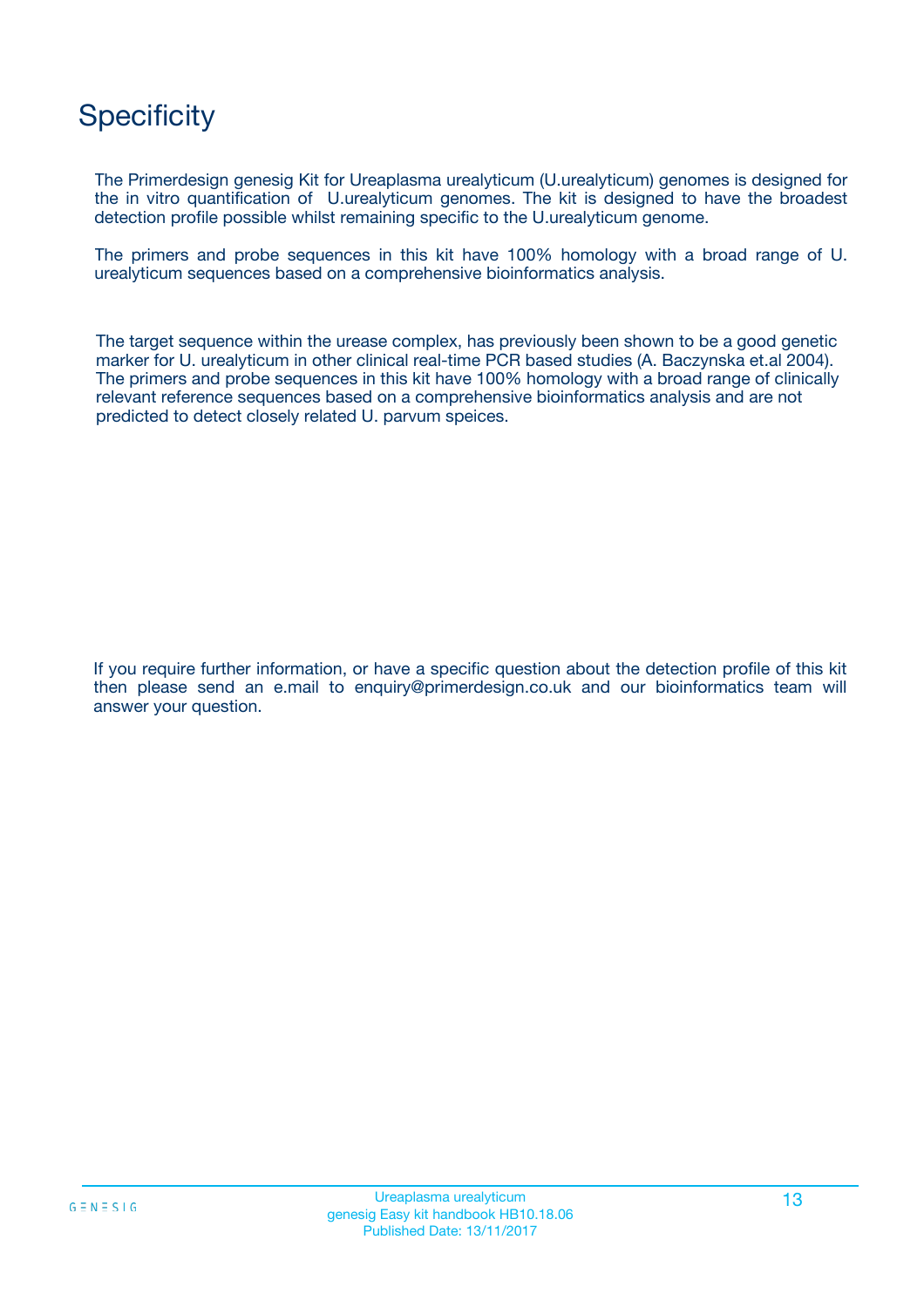# Specificity

The Primerdesign genesig Kit for Ureaplasma urealyticum (U.urealyticum) genomes is designed for the in vitro quantification of U.urealyticum genomes. The kit is designed to have the broadest detection profile possible whilst remaining specific to the U.urealyticum genome.

The primers and probe sequences in this kit have 100% homology with a broad range of U. urealyticum sequences based on a comprehensive bioinformatics analysis.

The target sequence within the urease complex, has previously been shown to be a good genetic marker for U. urealyticum in other clinical real-time PCR based studies (A. Baczynska et.al 2004). The primers and probe sequences in this kit have 100% homology with a broad range of clinically relevant reference sequences based on a comprehensive bioinformatics analysis and are not predicted to detect closely related U. parvum speices.

If you require further information, or have a specific question about the detection profile of this kit then please send an e.mail to enquiry@primerdesign.co.uk and our bioinformatics team will answer your question.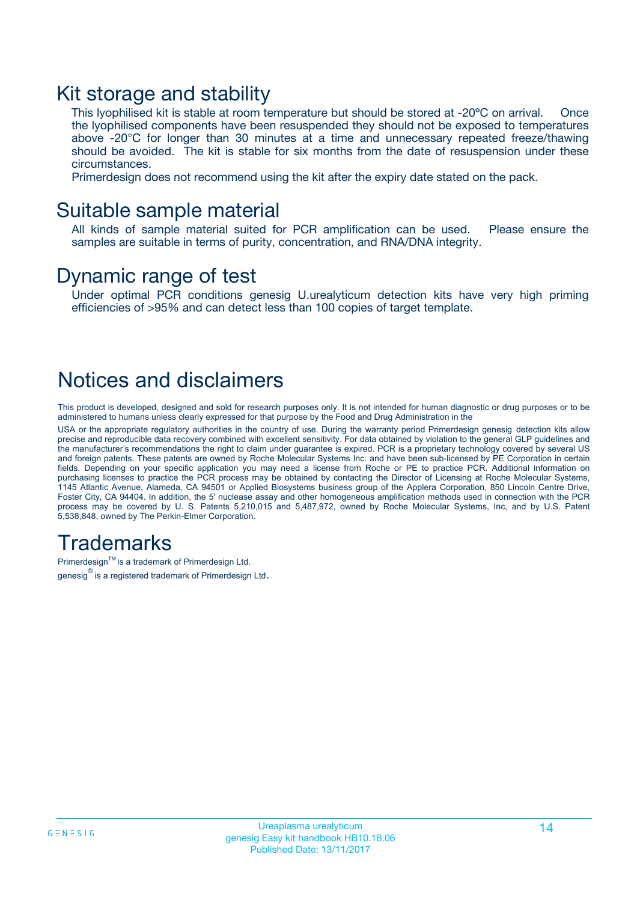## Kit storage and stability

This lyophilised kit is stable at room temperature but should be stored at -20ºC on arrival. Once the lyophilised components have been resuspended they should not be exposed to temperatures above -20°C for longer than 30 minutes at a time and unnecessary repeated freeze/thawing should be avoided. The kit is stable for six months from the date of resuspension under these circumstances.

Primerdesign does not recommend using the kit after the expiry date stated on the pack.

## Suitable sample material

All kinds of sample material suited for PCR amplification can be used. Please ensure the samples are suitable in terms of purity, concentration, and RNA/DNA integrity.

## Dynamic range of test

Under optimal PCR conditions genesig U.urealyticum detection kits have very high priming efficiencies of >95% and can detect less than 100 copies of target template.

# Notices and disclaimers

This product is developed, designed and sold for research purposes only. It is not intended for human diagnostic or drug purposes or to be administered to humans unless clearly expressed for that purpose by the Food and Drug Administration in the

USA or the appropriate regulatory authorities in the country of use. During the warranty period Primerdesign genesig detection kits allow precise and reproducible data recovery combined with excellent sensitivity. For data obtained by violation to the general GLP guidelines and the manufacturer's recommendations the right to claim under guarantee is expired. PCR is a proprietary technology covered by several US and foreign patents. These patents are owned by Roche Molecular Systems Inc. and have been sub-licensed by PE Corporation in certain fields. Depending on your specific application you may need a license from Roche or PE to practice PCR. Additional information on purchasing licenses to practice the PCR process may be obtained by contacting the Director of Licensing at Roche Molecular Systems, 1145 Atlantic Avenue, Alameda, CA 94501 or Applied Biosystems business group of the Applera Corporation, 850 Lincoln Centre Drive, Foster City, CA 94404. In addition, the 5' nuclease assay and other homogeneous amplification methods used in connection with the PCR process may be covered by U. S. Patents 5,210,015 and 5,487,972, owned by Roche Molecular Systems, Inc, and by U.S. Patent 5,538,848, owned by The Perkin-Elmer Corporation.

# Trademarks

Primerdesign™ is a trademark of Primerdesign Ltd.

genesig® is a registered trademark of Primerdesign Ltd.